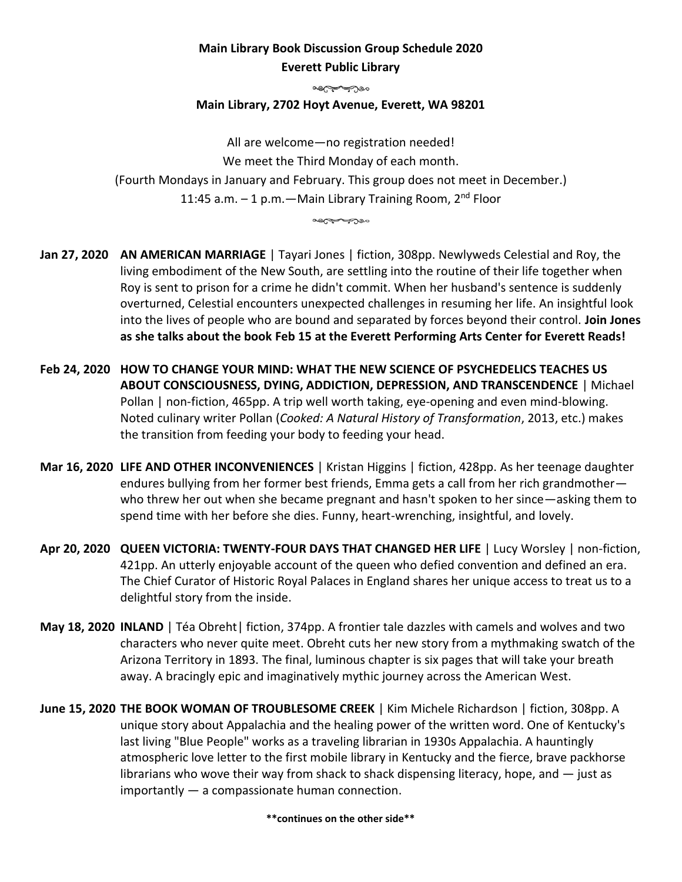**Main Library Book Discussion Group Schedule 2020**

**Everett Public Library**

**Main Library, 2702 Hoyt Avenue, Everett, WA 98201**

All are welcome—no registration needed!
We meet the Third Monday of each month.
(Fourth Mondays in January and February. This group does not meet in December.)
11:45 a.m. – 1 p.m.—Main Library Training Room, 2nd Floor

**Jan 27, 2020** **AN AMERICAN MARRIAGE** | Tayari Jones | fiction, 308pp. Newlyweds Celestial and Roy, the living embodiment of the New South, are settling into the routine of their life together when Roy is sent to prison for a crime he didn't commit. When her husband's sentence is suddenly overturned, Celestial encounters unexpected challenges in resuming her life. An insightful look into the lives of people who are bound and separated by forces beyond their control. **Join Jones as she talks about the book Feb 15 at the Everett Performing Arts Center for Everett Reads!**

**Feb 24, 2020** **HOW TO CHANGE YOUR MIND: WHAT THE NEW SCIENCE OF PSYCHEDELICS TEACHES US ABOUT CONSCIOUSNESS, DYING, ADDICTION, DEPRESSION, AND TRANSCENDENCE** | Michael Pollan | non-fiction, 465pp. A trip well worth taking, eye-opening and even mind-blowing. Noted culinary writer Pollan (*Cooked: A Natural History of Transformation*, 2013, etc.) makes the transition from feeding your body to feeding your head.

**Mar 16, 2020** **LIFE AND OTHER INCONVENIENCES** | Kristan Higgins | fiction, 428pp. As her teenage daughter endures bullying from her former best friends, Emma gets a call from her rich grandmother—who threw her out when she became pregnant and hasn't spoken to her since—asking them to spend time with her before she dies. Funny, heart-wrenching, insightful, and lovely.

**Apr 20, 2020** **QUEEN VICTORIA: TWENTY-FOUR DAYS THAT CHANGED HER LIFE** | Lucy Worsley | non-fiction, 421pp. An utterly enjoyable account of the queen who defied convention and defined an era. The Chief Curator of Historic Royal Palaces in England shares her unique access to treat us to a delightful story from the inside.

**May 18, 2020** **INLAND** | Téa Obreht| fiction, 374pp. A frontier tale dazzles with camels and wolves and two characters who never quite meet. Obreht cuts her new story from a mythmaking swatch of the Arizona Territory in 1893. The final, luminous chapter is six pages that will take your breath away. A bracingly epic and imaginatively mythic journey across the American West.

**June 15, 2020** **THE BOOK WOMAN OF TROUBLESOME CREEK** | Kim Michele Richardson | fiction, 308pp. A unique story about Appalachia and the healing power of the written word. One of Kentucky's last living "Blue People" works as a traveling librarian in 1930s Appalachia. A hauntingly atmospheric love letter to the first mobile library in Kentucky and the fierce, brave packhorse librarians who wove their way from shack to shack dispensing literacy, hope, and — just as importantly — a compassionate human connection.

**\*\*continues on the other side\*\***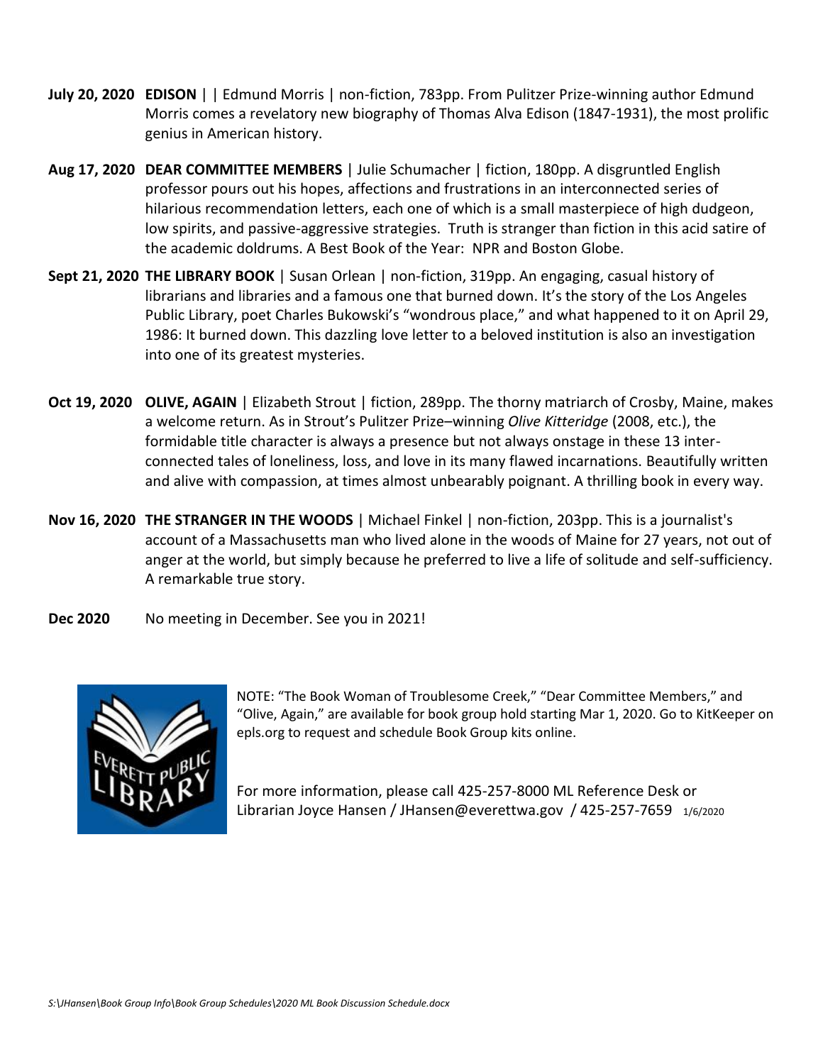**July 20, 2020** **EDISON** | | Edmund Morris | non-fiction, 783pp. From Pulitzer Prize-winning author Edmund Morris comes a revelatory new biography of Thomas Alva Edison (1847-1931), the most prolific genius in American history.

**Aug 17, 2020** **DEAR COMMITTEE MEMBERS** | Julie Schumacher | fiction, 180pp. A disgruntled English professor pours out his hopes, affections and frustrations in an interconnected series of hilarious recommendation letters, each one of which is a small masterpiece of high dudgeon, low spirits, and passive-aggressive strategies. Truth is stranger than fiction in this acid satire of the academic doldrums. A Best Book of the Year: NPR and Boston Globe.

**Sept 21, 2020** **THE LIBRARY BOOK** | Susan Orlean | non-fiction, 319pp. An engaging, casual history of librarians and libraries and a famous one that burned down. It's the story of the Los Angeles Public Library, poet Charles Bukowski's "wondrous place," and what happened to it on April 29, 1986: It burned down. This dazzling love letter to a beloved institution is also an investigation into one of its greatest mysteries.

**Oct 19, 2020** **OLIVE, AGAIN** | Elizabeth Strout | fiction, 289pp. The thorny matriarch of Crosby, Maine, makes a welcome return. As in Strout's Pulitzer Prize–winning *Olive Kitteridge* (2008, etc.), the formidable title character is always a presence but not always onstage in these 13 inter-connected tales of loneliness, loss, and love in its many flawed incarnations. Beautifully written and alive with compassion, at times almost unbearably poignant. A thrilling book in every way.

**Nov 16, 2020** **THE STRANGER IN THE WOODS** | Michael Finkel | non-fiction, 203pp. This is a journalist's account of a Massachusetts man who lived alone in the woods of Maine for 27 years, not out of anger at the world, but simply because he preferred to live a life of solitude and self-sufficiency. A remarkable true story.

**Dec 2020** No meeting in December. See you in 2021!

NOTE: "The Book Woman of Troublesome Creek," "Dear Committee Members," and "Olive, Again," are available for book group hold starting Mar 1, 2020. Go to KitKeeper on epls.org to request and schedule Book Group kits online.

For more information, please call 425-257-8000 ML Reference Desk or Librarian Joyce Hansen / JHansen@everettwa.gov / 425-257-7659 1/6/2020

*S:\JHansen\Book Group Info\Book Group Schedules\2020 ML Book Discussion Schedule.docx*